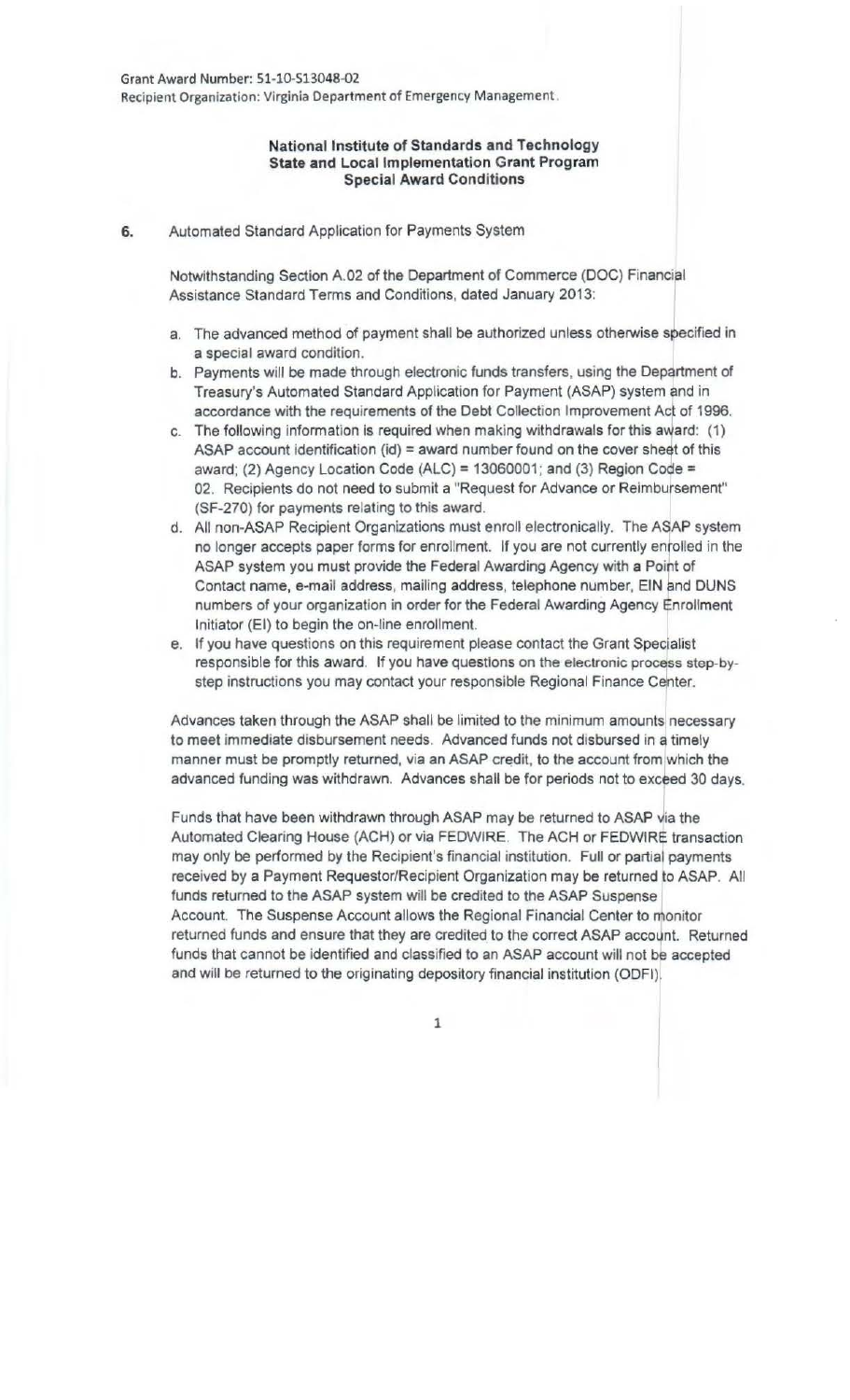Grant Award Number: 51-10-S13048-02
Recipient Organization: Virginia Department of Emergency Management

**National Institute of Standards and Technology**
**State and Local Implementation Grant Program**
**Special Award Conditions**

**6.** Automated Standard Application for Payments System

Notwithstanding Section A.02 of the Department of Commerce (DOC) Financial Assistance Standard Terms and Conditions, dated January 2013:

a. The advanced method of payment shall be authorized unless otherwise specified in a special award condition.
b. Payments will be made through electronic funds transfers, using the Department of Treasury's Automated Standard Application for Payment (ASAP) system and in accordance with the requirements of the Debt Collection Improvement Act of 1996.
c. The following information is required when making withdrawals for this award: (1) ASAP account identification (id) = award number found on the cover sheet of this award; (2) Agency Location Code (ALC) = 13060001; and (3) Region Code = 02. Recipients do not need to submit a "Request for Advance or Reimbursement" (SF-270) for payments relating to this award.
d. All non-ASAP Recipient Organizations must enroll electronically. The ASAP system no longer accepts paper forms for enrollment. If you are not currently enrolled in the ASAP system you must provide the Federal Awarding Agency with a Point of Contact name, e-mail address, mailing address, telephone number, EIN and DUNS numbers of your organization in order for the Federal Awarding Agency Enrollment Initiator (EI) to begin the on-line enrollment.
e. If you have questions on this requirement please contact the Grant Specialist responsible for this award. If you have questions on the electronic process step-by-step instructions you may contact your responsible Regional Finance Center.

Advances taken through the ASAP shall be limited to the minimum amounts necessary to meet immediate disbursement needs. Advanced funds not disbursed in a timely manner must be promptly returned, via an ASAP credit, to the account from which the advanced funding was withdrawn. Advances shall be for periods not to exceed 30 days.

Funds that have been withdrawn through ASAP may be returned to ASAP via the Automated Clearing House (ACH) or via FEDWIRE. The ACH or FEDWIRE transaction may only be performed by the Recipient's financial institution. Full or partial payments received by a Payment Requestor/Recipient Organization may be returned to ASAP. All funds returned to the ASAP system will be credited to the ASAP Suspense Account. The Suspense Account allows the Regional Financial Center to monitor returned funds and ensure that they are credited to the correct ASAP account. Returned funds that cannot be identified and classified to an ASAP account will not be accepted and will be returned to the originating depository financial institution (ODFI).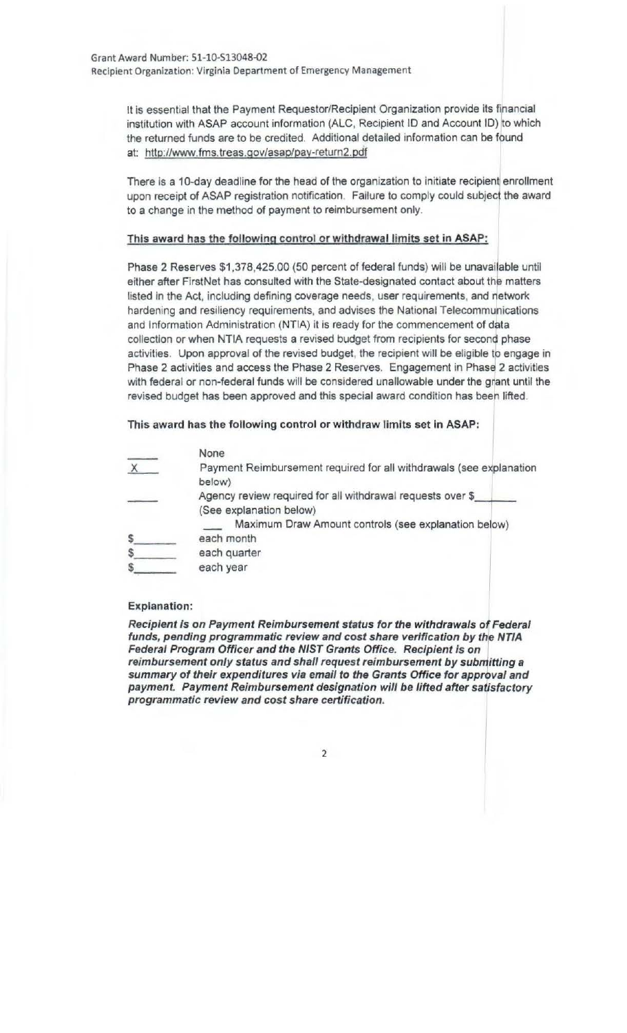Grant Award Number: 51-10-S13048-02
Recipient Organization: Virginia Department of Emergency Management

It is essential that the Payment Requestor/Recipient Organization provide its financial institution with ASAP account information (ALC, Recipient ID and Account ID) to which the returned funds are to be credited. Additional detailed information can be found at: http://www.fms.treas.gov/asap/pay-return2.pdf

There is a 10-day deadline for the head of the organization to initiate recipient enrollment upon receipt of ASAP registration notification. Failure to comply could subject the award to a change in the method of payment to reimbursement only.

**This award has the following control or withdrawal limits set in ASAP:**

Phase 2 Reserves $1,378,425.00 (50 percent of federal funds) will be unavailable until either after FirstNet has consulted with the State-designated contact about the matters listed in the Act, including defining coverage needs, user requirements, and network hardening and resiliency requirements, and advises the National Telecommunications and Information Administration (NTIA) it is ready for the commencement of data collection or when NTIA requests a revised budget from recipients for second phase activities. Upon approval of the revised budget, the recipient will be eligible to engage in Phase 2 activities and access the Phase 2 Reserves. Engagement in Phase 2 activities with federal or non-federal funds will be considered unallowable under the grant until the revised budget has been approved and this special award condition has been lifted.

**This award has the following control or withdraw limits set in ASAP:**

| | |
|---|---|
| _____ | None |
| X | Payment Reimbursement required for all withdrawals (see explanation below) |
| _____ | Agency review required for all withdrawal requests over $_____ (See explanation below) |
| | ___ Maximum Draw Amount controls (see explanation below) |
| $_____ | each month |
| $_____ | each quarter |
| $_____ | each year |

**Explanation:**

***Recipient is on Payment Reimbursement status for the withdrawals of Federal funds, pending programmatic review and cost share verification by the NTIA Federal Program Officer and the NIST Grants Office. Recipient is on reimbursement only status and shall request reimbursement by submitting a summary of their expenditures via email to the Grants Office for approval and payment. Payment Reimbursement designation will be lifted after satisfactory programmatic review and cost share certification.***